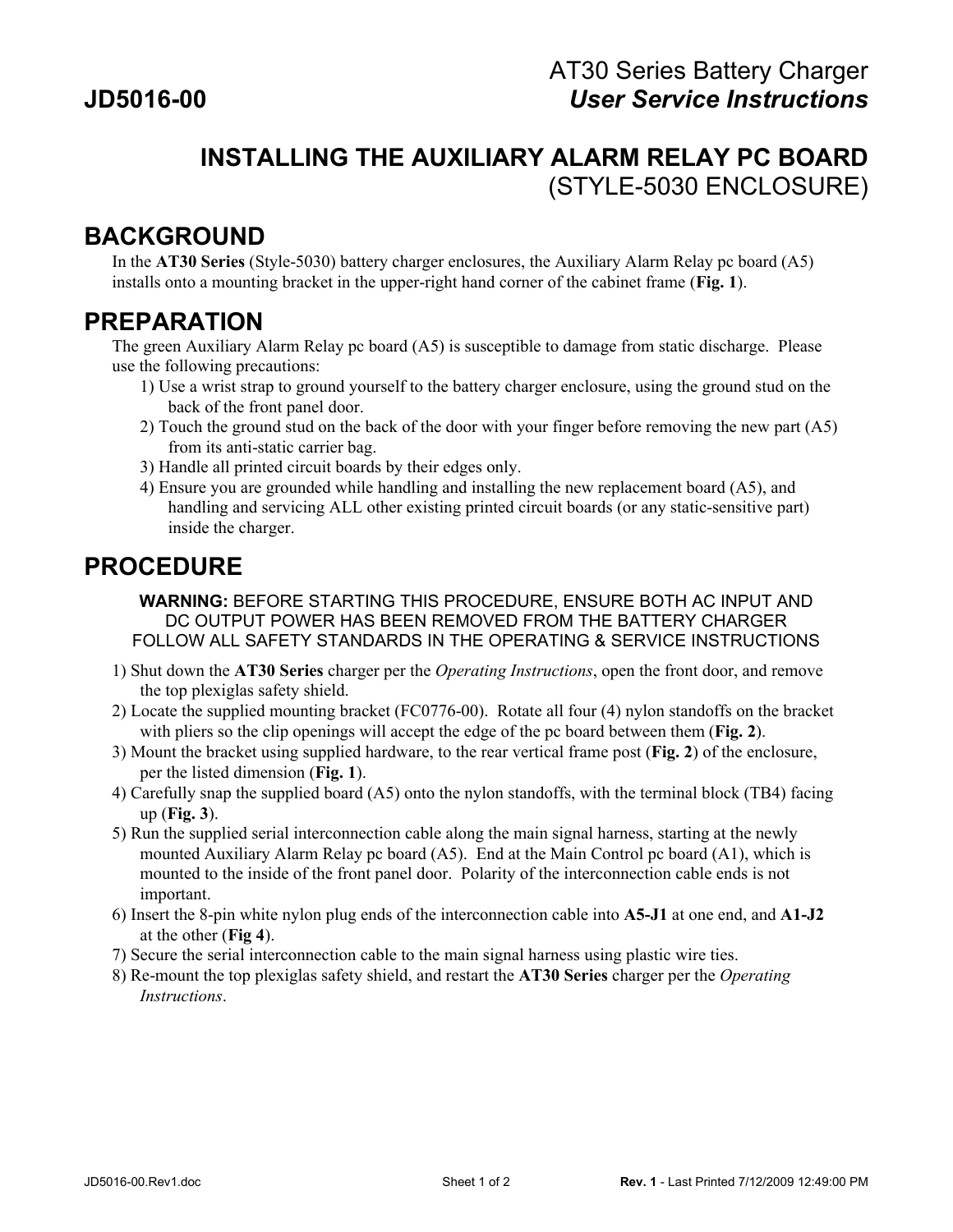# AT30 Series Battery Charger

**JD5016-00** ***User Service Instructions***

## INSTALLING THE AUXILIARY ALARM RELAY PC BOARD
(STYLE-5030 ENCLOSURE)

## BACKGROUND

In the **AT30 Series** (Style-5030) battery charger enclosures, the Auxiliary Alarm Relay pc board (A5) installs onto a mounting bracket in the upper-right hand corner of the cabinet frame (**Fig. 1**).

## PREPARATION

The green Auxiliary Alarm Relay pc board (A5) is susceptible to damage from static discharge. Please use the following precautions:

1) Use a wrist strap to ground yourself to the battery charger enclosure, using the ground stud on the back of the front panel door.
2) Touch the ground stud on the back of the door with your finger before removing the new part (A5) from its anti-static carrier bag.
3) Handle all printed circuit boards by their edges only.
4) Ensure you are grounded while handling and installing the new replacement board (A5), and handling and servicing ALL other existing printed circuit boards (or any static-sensitive part) inside the charger.

## PROCEDURE

**WARNING:** BEFORE STARTING THIS PROCEDURE, ENSURE BOTH AC INPUT AND DC OUTPUT POWER HAS BEEN REMOVED FROM THE BATTERY CHARGER FOLLOW ALL SAFETY STANDARDS IN THE OPERATING & SERVICE INSTRUCTIONS

1) Shut down the **AT30 Series** charger per the *Operating Instructions*, open the front door, and remove the top plexiglas safety shield.
2) Locate the supplied mounting bracket (FC0776-00). Rotate all four (4) nylon standoffs on the bracket with pliers so the clip openings will accept the edge of the pc board between them (**Fig. 2**).
3) Mount the bracket using supplied hardware, to the rear vertical frame post (**Fig. 2**) of the enclosure, per the listed dimension (**Fig. 1**).
4) Carefully snap the supplied board (A5) onto the nylon standoffs, with the terminal block (TB4) facing up (**Fig. 3**).
5) Run the supplied serial interconnection cable along the main signal harness, starting at the newly mounted Auxiliary Alarm Relay pc board (A5). End at the Main Control pc board (A1), which is mounted to the inside of the front panel door. Polarity of the interconnection cable ends is not important.
6) Insert the 8-pin white nylon plug ends of the interconnection cable into **A5-J1** at one end, and **A1-J2** at the other (**Fig 4**).
7) Secure the serial interconnection cable to the main signal harness using plastic wire ties.
8) Re-mount the top plexiglas safety shield, and restart the **AT30 Series** charger per the *Operating Instructions*.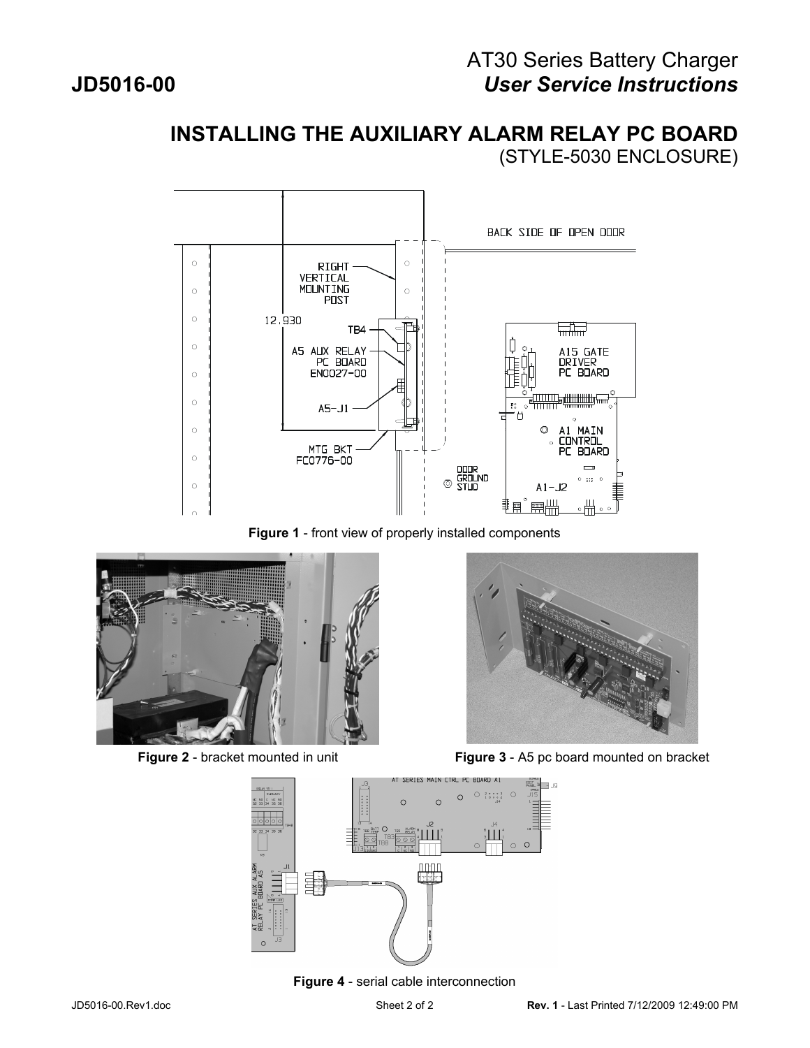# INSTALLING THE AUXILIARY ALARM RELAY PC BOARD
(STYLE-5030 ENCLOSURE)

BACK SIDE OF OPEN DOOR

RIGHT VERTICAL MOUNTING POST

12.930

TB4

A5 AUX RELAY PC BOARD EN0027-00

A5-J1

MTG BKT FC0776-00

A15 GATE DRIVER PC BOARD

A1 MAIN CONTROL PC BOARD

DOOR GROUND STUD

A1-J2

**Figure 1** - front view of properly installed components

**Figure 2** - bracket mounted in unit

**Figure 3** - A5 pc board mounted on bracket

AT SERIES MAIN CTRL PC BOARD A1

AT SERIES AUX ALARM RELAY PC BOARD A5

J1

J2

J3

J4

J9

J15

TB4

TB3

TB8

**Figure 4** - serial cable interconnection